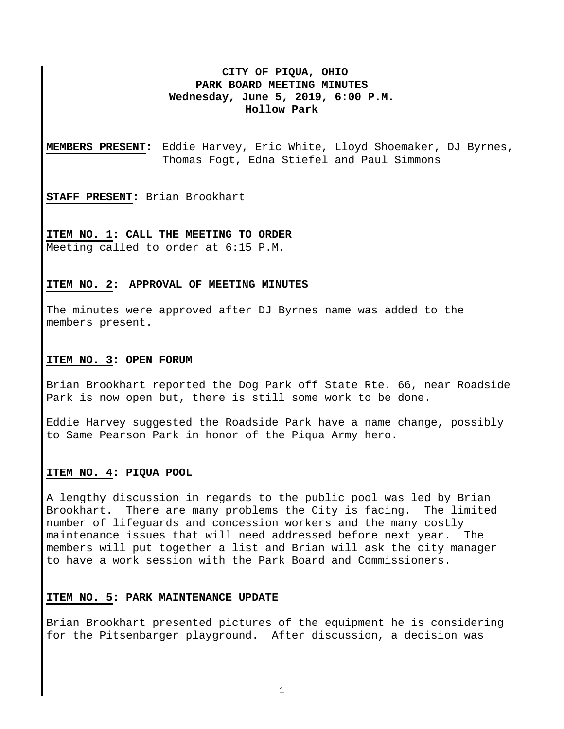# CITY OF PIQUA, OHIO
## PARK BOARD MEETING MINUTES
**Wednesday, June 5, 2019, 6:00 P.M.**
**Hollow Park**

**MEMBERS PRESENT:** Eddie Harvey, Eric White, Lloyd Shoemaker, DJ Byrnes, Thomas Fogt, Edna Stiefel and Paul Simmons

**STAFF PRESENT:** Brian Brookhart

**ITEM NO. 1: CALL THE MEETING TO ORDER**
Meeting called to order at 6:15 P.M.

**ITEM NO. 2: APPROVAL OF MEETING MINUTES**

The minutes were approved after DJ Byrnes name was added to the members present.

**ITEM NO. 3: OPEN FORUM**

Brian Brookhart reported the Dog Park off State Rte. 66, near Roadside Park is now open but, there is still some work to be done.

Eddie Harvey suggested the Roadside Park have a name change, possibly to Same Pearson Park in honor of the Piqua Army hero.

**ITEM NO. 4: PIQUA POOL**

A lengthy discussion in regards to the public pool was led by Brian Brookhart. There are many problems the City is facing. The limited number of lifeguards and concession workers and the many costly maintenance issues that will need addressed before next year. The members will put together a list and Brian will ask the city manager to have a work session with the Park Board and Commissioners.

**ITEM NO. 5: PARK MAINTENANCE UPDATE**

Brian Brookhart presented pictures of the equipment he is considering for the Pitsenbarger playground. After discussion, a decision was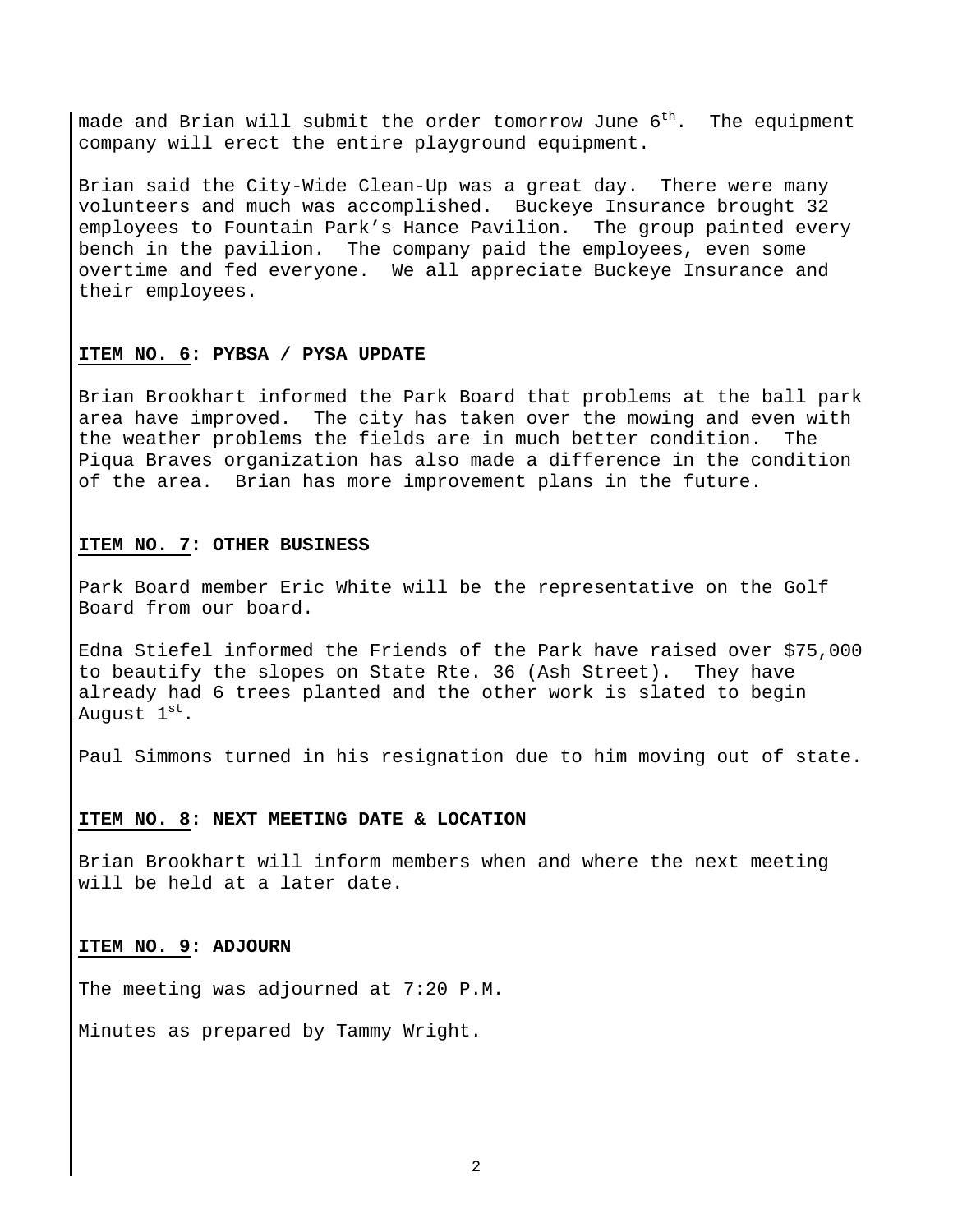made and Brian will submit the order tomorrow June 6th. The equipment company will erect the entire playground equipment.

Brian said the City-Wide Clean-Up was a great day. There were many volunteers and much was accomplished. Buckeye Insurance brought 32 employees to Fountain Park's Hance Pavilion. The group painted every bench in the pavilion. The company paid the employees, even some overtime and fed everyone. We all appreciate Buckeye Insurance and their employees.

**ITEM NO. 6: PYBSA / PYSA UPDATE**

Brian Brookhart informed the Park Board that problems at the ball park area have improved. The city has taken over the mowing and even with the weather problems the fields are in much better condition. The Piqua Braves organization has also made a difference in the condition of the area. Brian has more improvement plans in the future.

**ITEM NO. 7: OTHER BUSINESS**

Park Board member Eric White will be the representative on the Golf Board from our board.

Edna Stiefel informed the Friends of the Park have raised over $75,000 to beautify the slopes on State Rte. 36 (Ash Street). They have already had 6 trees planted and the other work is slated to begin August 1st.

Paul Simmons turned in his resignation due to him moving out of state.

**ITEM NO. 8: NEXT MEETING DATE & LOCATION**

Brian Brookhart will inform members when and where the next meeting will be held at a later date.

**ITEM NO. 9: ADJOURN**

The meeting was adjourned at 7:20 P.M.

Minutes as prepared by Tammy Wright.